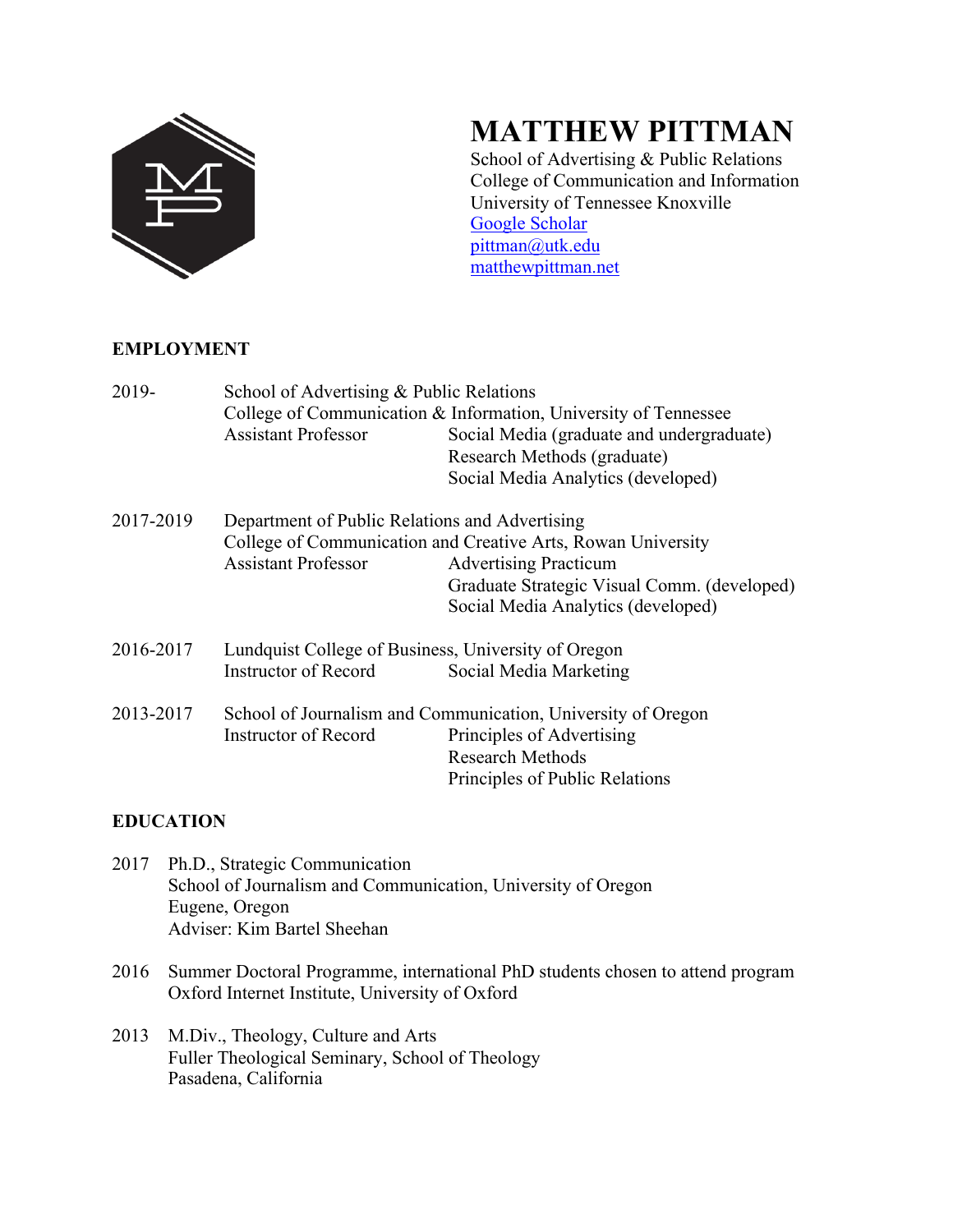# MATTHEW PITTMAN

School of Advertising & Public Relations
College of Communication and Information
University of Tennessee Knoxville
[Google Scholar]
pittman@utk.edu
matthewpittman.net

## EMPLOYMENT

**2019-** School of Advertising & Public Relations
College of Communication & Information, University of Tennessee
Assistant Professor — Social Media (graduate and undergraduate)
Research Methods (graduate)
Social Media Analytics (developed)

**2017-2019** Department of Public Relations and Advertising
College of Communication and Creative Arts, Rowan University
Assistant Professor — Advertising Practicum
Graduate Strategic Visual Comm. (developed)
Social Media Analytics (developed)

**2016-2017** Lundquist College of Business, University of Oregon
Instructor of Record — Social Media Marketing

**2013-2017** School of Journalism and Communication, University of Oregon
Instructor of Record — Principles of Advertising
Research Methods
Principles of Public Relations

## EDUCATION

**2017** Ph.D., Strategic Communication
School of Journalism and Communication, University of Oregon
Eugene, Oregon
Adviser: Kim Bartel Sheehan

**2016** Summer Doctoral Programme, international PhD students chosen to attend program
Oxford Internet Institute, University of Oxford

**2013** M.Div., Theology, Culture and Arts
Fuller Theological Seminary, School of Theology
Pasadena, California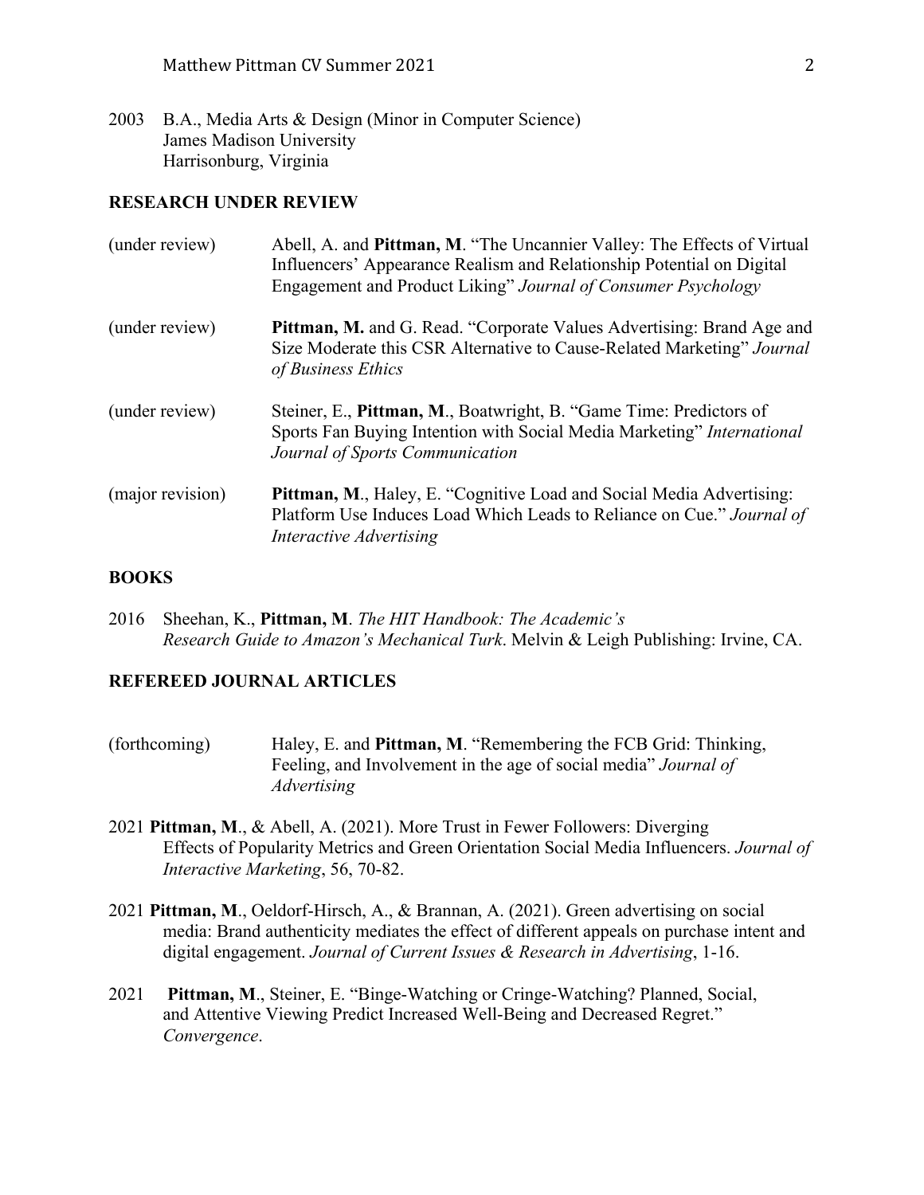2003 B.A., Media Arts & Design (Minor in Computer Science)
James Madison University
Harrisonburg, Virginia

## RESEARCH UNDER REVIEW

(under review) Abell, A. and **Pittman, M**. "The Uncannier Valley: The Effects of Virtual Influencers' Appearance Realism and Relationship Potential on Digital Engagement and Product Liking" *Journal of Consumer Psychology*

(under review) **Pittman, M.** and G. Read. "Corporate Values Advertising: Brand Age and Size Moderate this CSR Alternative to Cause-Related Marketing" *Journal of Business Ethics*

(under review) Steiner, E., **Pittman, M**., Boatwright, B. "Game Time: Predictors of Sports Fan Buying Intention with Social Media Marketing" *International Journal of Sports Communication*

(major revision) **Pittman, M**., Haley, E. "Cognitive Load and Social Media Advertising: Platform Use Induces Load Which Leads to Reliance on Cue." *Journal of Interactive Advertising*

## BOOKS

2016 Sheehan, K., **Pittman, M**. *The HIT Handbook: The Academic's Research Guide to Amazon's Mechanical Turk*. Melvin & Leigh Publishing: Irvine, CA.

## REFEREED JOURNAL ARTICLES

(forthcoming) Haley, E. and **Pittman, M**. "Remembering the FCB Grid: Thinking, Feeling, and Involvement in the age of social media" *Journal of Advertising*

2021 **Pittman, M**., & Abell, A. (2021). More Trust in Fewer Followers: Diverging Effects of Popularity Metrics and Green Orientation Social Media Influencers. *Journal of Interactive Marketing*, 56, 70-82.

2021 **Pittman, M**., Oeldorf-Hirsch, A., & Brannan, A. (2021). Green advertising on social media: Brand authenticity mediates the effect of different appeals on purchase intent and digital engagement. *Journal of Current Issues & Research in Advertising*, 1-16.

2021 **Pittman, M**., Steiner, E. "Binge-Watching or Cringe-Watching? Planned, Social, and Attentive Viewing Predict Increased Well-Being and Decreased Regret." *Convergence*.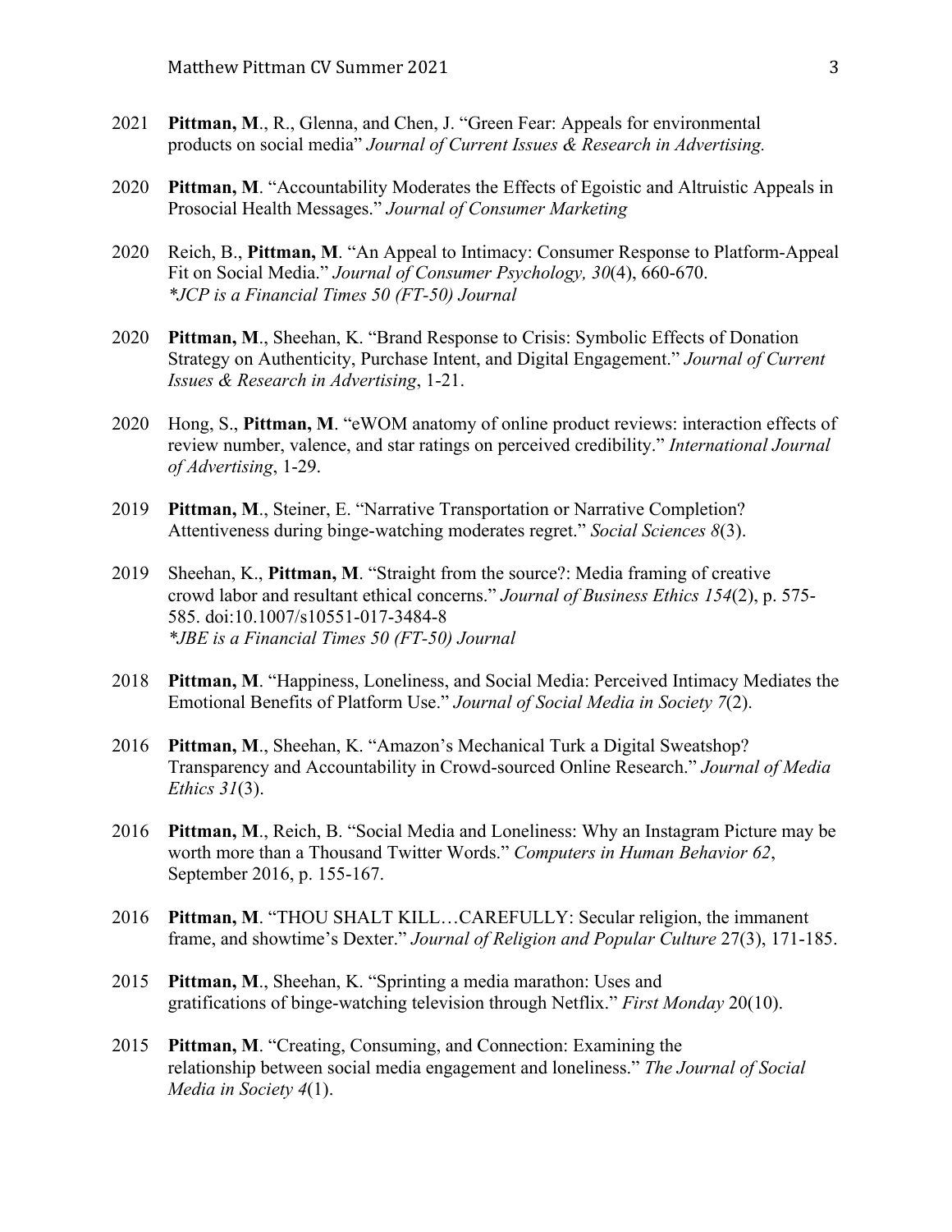2021 **Pittman, M**., R., Glenna, and Chen, J. “Green Fear: Appeals for environmental products on social media” *Journal of Current Issues & Research in Advertising.*

2020 **Pittman, M**. “Accountability Moderates the Effects of Egoistic and Altruistic Appeals in Prosocial Health Messages.” *Journal of Consumer Marketing*

2020 Reich, B., **Pittman, M**. “An Appeal to Intimacy: Consumer Response to Platform-Appeal Fit on Social Media.” *Journal of Consumer Psychology, 30*(4), 660-670.
*\*JCP is a Financial Times 50 (FT-50) Journal*

2020 **Pittman, M**., Sheehan, K. “Brand Response to Crisis: Symbolic Effects of Donation Strategy on Authenticity, Purchase Intent, and Digital Engagement.” *Journal of Current Issues & Research in Advertising*, 1-21.

2020 Hong, S., **Pittman, M**. “eWOM anatomy of online product reviews: interaction effects of review number, valence, and star ratings on perceived credibility.” *International Journal of Advertising*, 1-29.

2019 **Pittman, M**., Steiner, E. “Narrative Transportation or Narrative Completion? Attentiveness during binge-watching moderates regret.” *Social Sciences 8*(3).

2019 Sheehan, K., **Pittman, M**. “Straight from the source?: Media framing of creative crowd labor and resultant ethical concerns.” *Journal of Business Ethics 154*(2), p. 575-585. doi:10.1007/s10551-017-3484-8
*\*JBE is a Financial Times 50 (FT-50) Journal*

2018 **Pittman, M**. “Happiness, Loneliness, and Social Media: Perceived Intimacy Mediates the Emotional Benefits of Platform Use.” *Journal of Social Media in Society 7*(2).

2016 **Pittman, M**., Sheehan, K. “Amazon’s Mechanical Turk a Digital Sweatshop? Transparency and Accountability in Crowd-sourced Online Research.” *Journal of Media Ethics 31*(3).

2016 **Pittman, M**., Reich, B. “Social Media and Loneliness: Why an Instagram Picture may be worth more than a Thousand Twitter Words.” *Computers in Human Behavior 62*, September 2016, p. 155-167.

2016 **Pittman, M**. “THOU SHALT KILL…CAREFULLY: Secular religion, the immanent frame, and showtime’s Dexter.” *Journal of Religion and Popular Culture* 27(3), 171-185.

2015 **Pittman, M**., Sheehan, K. “Sprinting a media marathon: Uses and gratifications of binge-watching television through Netflix.” *First Monday* 20(10).

2015 **Pittman, M**. “Creating, Consuming, and Connection: Examining the relationship between social media engagement and loneliness.” *The Journal of Social Media in Society 4*(1).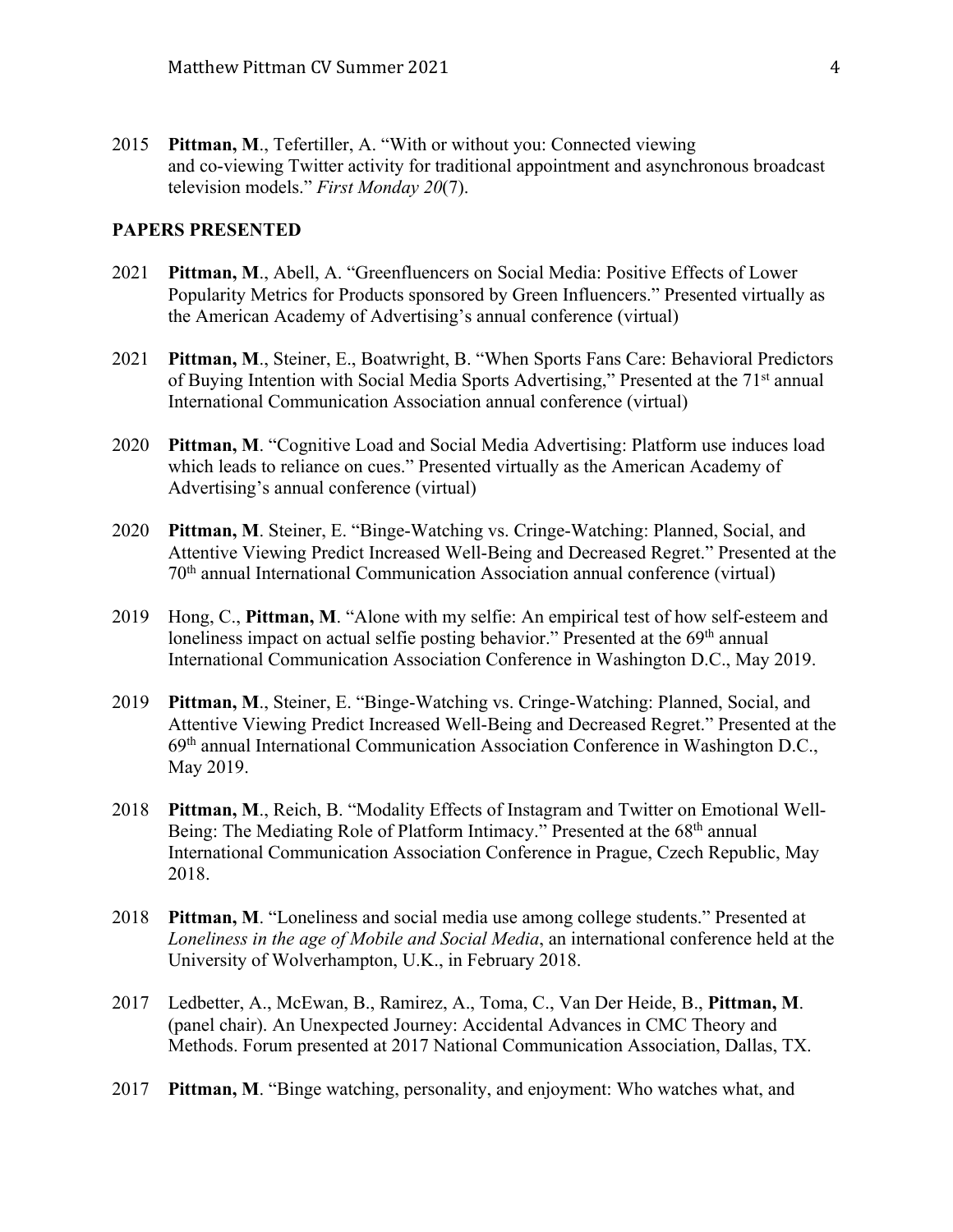2015 **Pittman, M**., Tefertiller, A. "With or without you: Connected viewing and co-viewing Twitter activity for traditional appointment and asynchronous broadcast television models." *First Monday 20*(7).

## PAPERS PRESENTED

2021 **Pittman, M**., Abell, A. "Greenfluencers on Social Media: Positive Effects of Lower Popularity Metrics for Products sponsored by Green Influencers." Presented virtually as the American Academy of Advertising's annual conference (virtual)

2021 **Pittman, M**., Steiner, E., Boatwright, B. "When Sports Fans Care: Behavioral Predictors of Buying Intention with Social Media Sports Advertising," Presented at the 71st annual International Communication Association annual conference (virtual)

2020 **Pittman, M**. "Cognitive Load and Social Media Advertising: Platform use induces load which leads to reliance on cues." Presented virtually as the American Academy of Advertising's annual conference (virtual)

2020 **Pittman, M**. Steiner, E. "Binge-Watching vs. Cringe-Watching: Planned, Social, and Attentive Viewing Predict Increased Well-Being and Decreased Regret." Presented at the 70th annual International Communication Association annual conference (virtual)

2019 Hong, C., **Pittman, M**. "Alone with my selfie: An empirical test of how self-esteem and loneliness impact on actual selfie posting behavior." Presented at the 69th annual International Communication Association Conference in Washington D.C., May 2019.

2019 **Pittman, M**., Steiner, E. "Binge-Watching vs. Cringe-Watching: Planned, Social, and Attentive Viewing Predict Increased Well-Being and Decreased Regret." Presented at the 69th annual International Communication Association Conference in Washington D.C., May 2019.

2018 **Pittman, M**., Reich, B. "Modality Effects of Instagram and Twitter on Emotional Well-Being: The Mediating Role of Platform Intimacy." Presented at the 68th annual International Communication Association Conference in Prague, Czech Republic, May 2018.

2018 **Pittman, M**. "Loneliness and social media use among college students." Presented at *Loneliness in the age of Mobile and Social Media*, an international conference held at the University of Wolverhampton, U.K., in February 2018.

2017 Ledbetter, A., McEwan, B., Ramirez, A., Toma, C., Van Der Heide, B., **Pittman, M**. (panel chair). An Unexpected Journey: Accidental Advances in CMC Theory and Methods. Forum presented at 2017 National Communication Association, Dallas, TX.

2017 **Pittman, M**. "Binge watching, personality, and enjoyment: Who watches what, and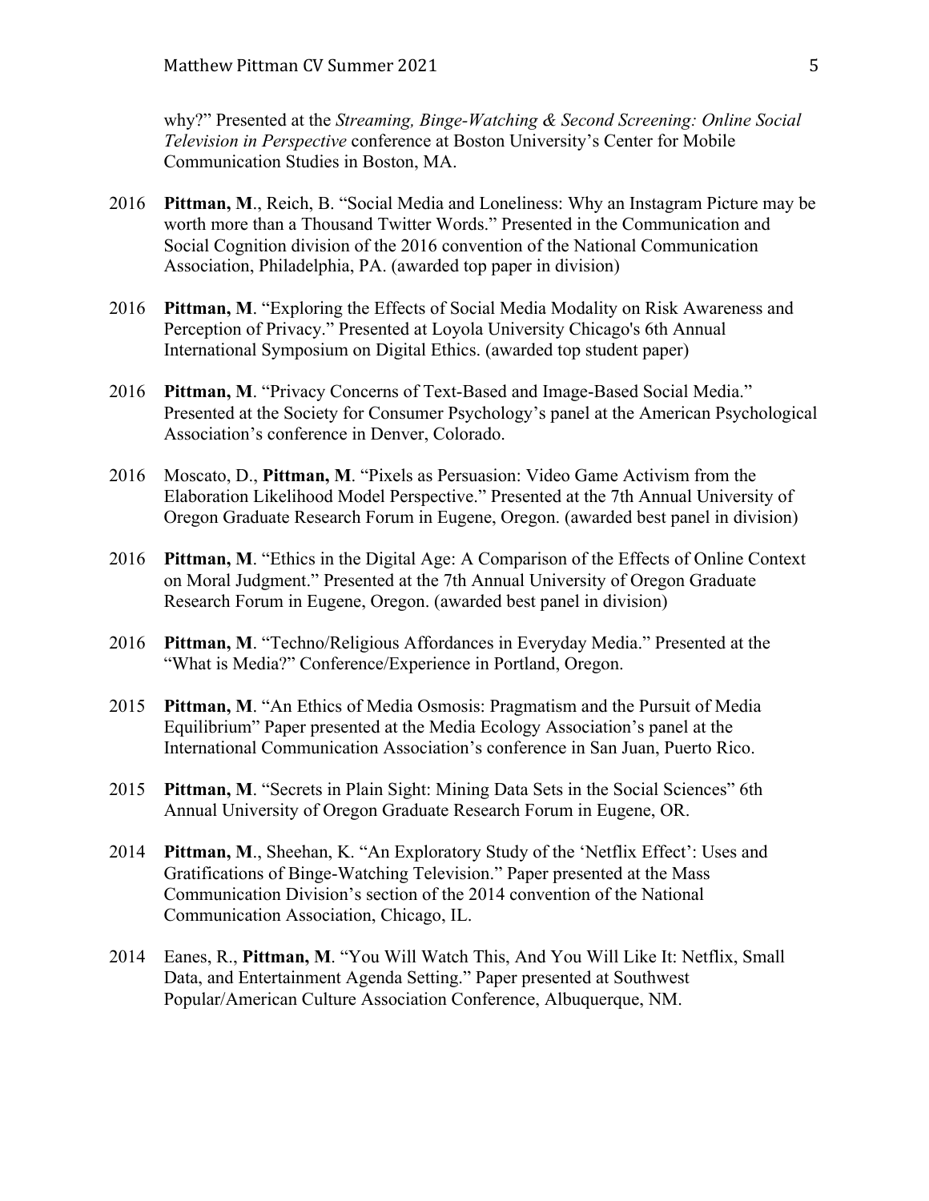why?" Presented at the *Streaming, Binge-Watching & Second Screening: Online Social Television in Perspective* conference at Boston University's Center for Mobile Communication Studies in Boston, MA.

2016 **Pittman, M**., Reich, B. "Social Media and Loneliness: Why an Instagram Picture may be worth more than a Thousand Twitter Words." Presented in the Communication and Social Cognition division of the 2016 convention of the National Communication Association, Philadelphia, PA. (awarded top paper in division)

2016 **Pittman, M**. "Exploring the Effects of Social Media Modality on Risk Awareness and Perception of Privacy." Presented at Loyola University Chicago's 6th Annual International Symposium on Digital Ethics. (awarded top student paper)

2016 **Pittman, M**. "Privacy Concerns of Text-Based and Image-Based Social Media." Presented at the Society for Consumer Psychology's panel at the American Psychological Association's conference in Denver, Colorado.

2016 Moscato, D., **Pittman, M**. "Pixels as Persuasion: Video Game Activism from the Elaboration Likelihood Model Perspective." Presented at the 7th Annual University of Oregon Graduate Research Forum in Eugene, Oregon. (awarded best panel in division)

2016 **Pittman, M**. "Ethics in the Digital Age: A Comparison of the Effects of Online Context on Moral Judgment." Presented at the 7th Annual University of Oregon Graduate Research Forum in Eugene, Oregon. (awarded best panel in division)

2016 **Pittman, M**. "Techno/Religious Affordances in Everyday Media." Presented at the "What is Media?" Conference/Experience in Portland, Oregon.

2015 **Pittman, M**. "An Ethics of Media Osmosis: Pragmatism and the Pursuit of Media Equilibrium" Paper presented at the Media Ecology Association's panel at the International Communication Association's conference in San Juan, Puerto Rico.

2015 **Pittman, M**. "Secrets in Plain Sight: Mining Data Sets in the Social Sciences" 6th Annual University of Oregon Graduate Research Forum in Eugene, OR.

2014 **Pittman, M**., Sheehan, K. "An Exploratory Study of the 'Netflix Effect': Uses and Gratifications of Binge-Watching Television." Paper presented at the Mass Communication Division's section of the 2014 convention of the National Communication Association, Chicago, IL.

2014 Eanes, R., **Pittman, M**. "You Will Watch This, And You Will Like It: Netflix, Small Data, and Entertainment Agenda Setting." Paper presented at Southwest Popular/American Culture Association Conference, Albuquerque, NM.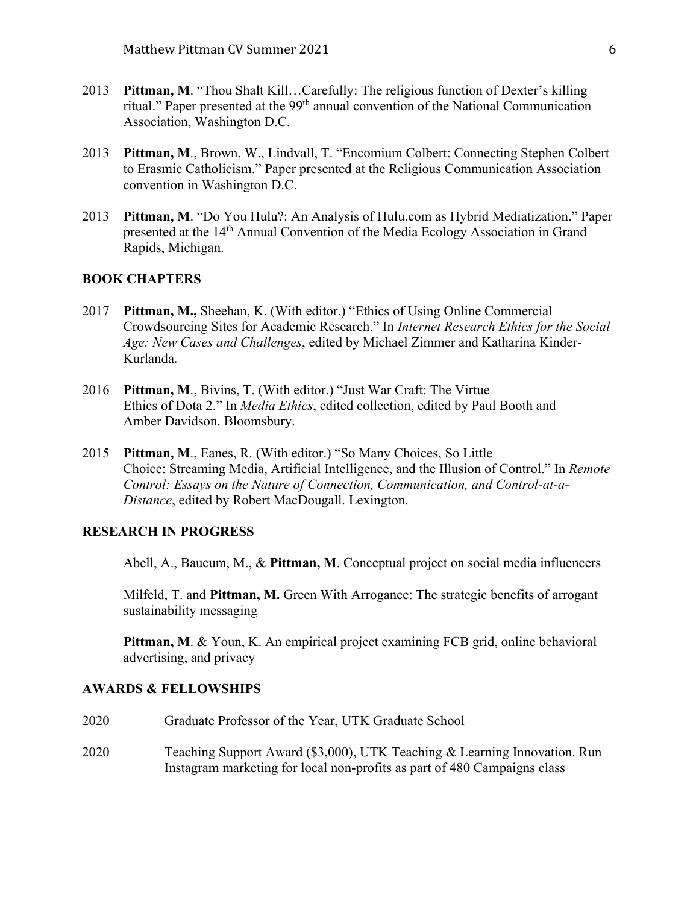2013 **Pittman, M**. "Thou Shalt Kill…Carefully: The religious function of Dexter's killing ritual." Paper presented at the 99th annual convention of the National Communication Association, Washington D.C.

2013 **Pittman, M**., Brown, W., Lindvall, T. "Encomium Colbert: Connecting Stephen Colbert to Erasmic Catholicism." Paper presented at the Religious Communication Association convention in Washington D.C.

2013 **Pittman, M**. "Do You Hulu?: An Analysis of Hulu.com as Hybrid Mediatization." Paper presented at the 14th Annual Convention of the Media Ecology Association in Grand Rapids, Michigan.

## BOOK CHAPTERS

2017 **Pittman, M.,** Sheehan, K. (With editor.) "Ethics of Using Online Commercial Crowdsourcing Sites for Academic Research." In *Internet Research Ethics for the Social Age: New Cases and Challenges*, edited by Michael Zimmer and Katharina Kinder-Kurlanda.

2016 **Pittman, M**., Bivins, T. (With editor.) "Just War Craft: The Virtue Ethics of Dota 2." In *Media Ethics*, edited collection, edited by Paul Booth and Amber Davidson. Bloomsbury.

2015 **Pittman, M**., Eanes, R. (With editor.) "So Many Choices, So Little Choice: Streaming Media, Artificial Intelligence, and the Illusion of Control." In *Remote Control: Essays on the Nature of Connection, Communication, and Control-at-a-Distance*, edited by Robert MacDougall. Lexington.

## RESEARCH IN PROGRESS

Abell, A., Baucum, M., & **Pittman, M**. Conceptual project on social media influencers

Milfeld, T. and **Pittman, M.** Green With Arrogance: The strategic benefits of arrogant sustainability messaging

**Pittman, M**. & Youn, K. An empirical project examining FCB grid, online behavioral advertising, and privacy

## AWARDS & FELLOWSHIPS

2020 Graduate Professor of the Year, UTK Graduate School

2020 Teaching Support Award ($3,000), UTK Teaching & Learning Innovation. Run Instagram marketing for local non-profits as part of 480 Campaigns class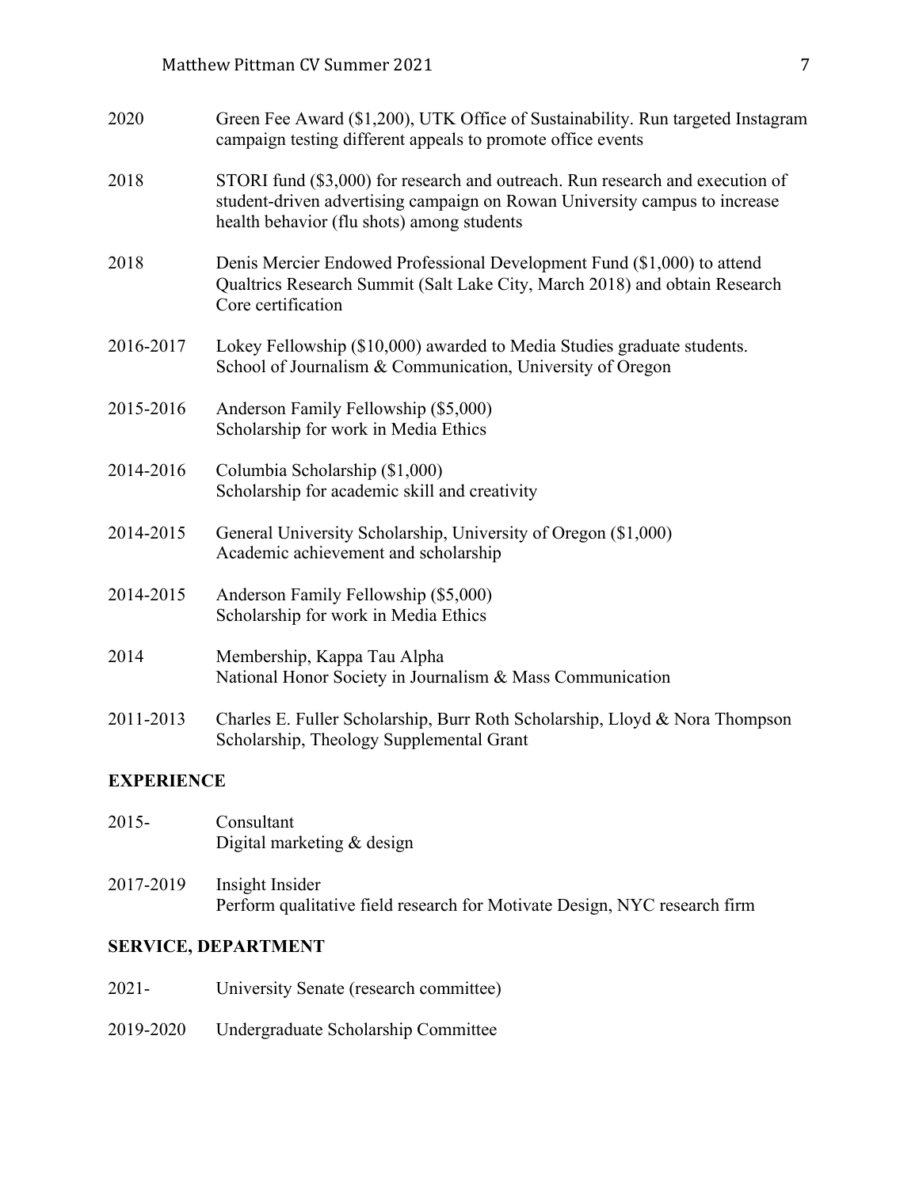2020 Green Fee Award ($1,200), UTK Office of Sustainability. Run targeted Instagram campaign testing different appeals to promote office events

2018 STORI fund ($3,000) for research and outreach. Run research and execution of student-driven advertising campaign on Rowan University campus to increase health behavior (flu shots) among students

2018 Denis Mercier Endowed Professional Development Fund ($1,000) to attend Qualtrics Research Summit (Salt Lake City, March 2018) and obtain Research Core certification

2016-2017 Lokey Fellowship ($10,000) awarded to Media Studies graduate students. School of Journalism & Communication, University of Oregon

2015-2016 Anderson Family Fellowship ($5,000)
Scholarship for work in Media Ethics

2014-2016 Columbia Scholarship ($1,000)
Scholarship for academic skill and creativity

2014-2015 General University Scholarship, University of Oregon ($1,000)
Academic achievement and scholarship

2014-2015 Anderson Family Fellowship ($5,000)
Scholarship for work in Media Ethics

2014 Membership, Kappa Tau Alpha
National Honor Society in Journalism & Mass Communication

2011-2013 Charles E. Fuller Scholarship, Burr Roth Scholarship, Lloyd & Nora Thompson Scholarship, Theology Supplemental Grant

## EXPERIENCE

2015- Consultant
Digital marketing & design

2017-2019 Insight Insider
Perform qualitative field research for Motivate Design, NYC research firm

## SERVICE, DEPARTMENT

2021- University Senate (research committee)

2019-2020 Undergraduate Scholarship Committee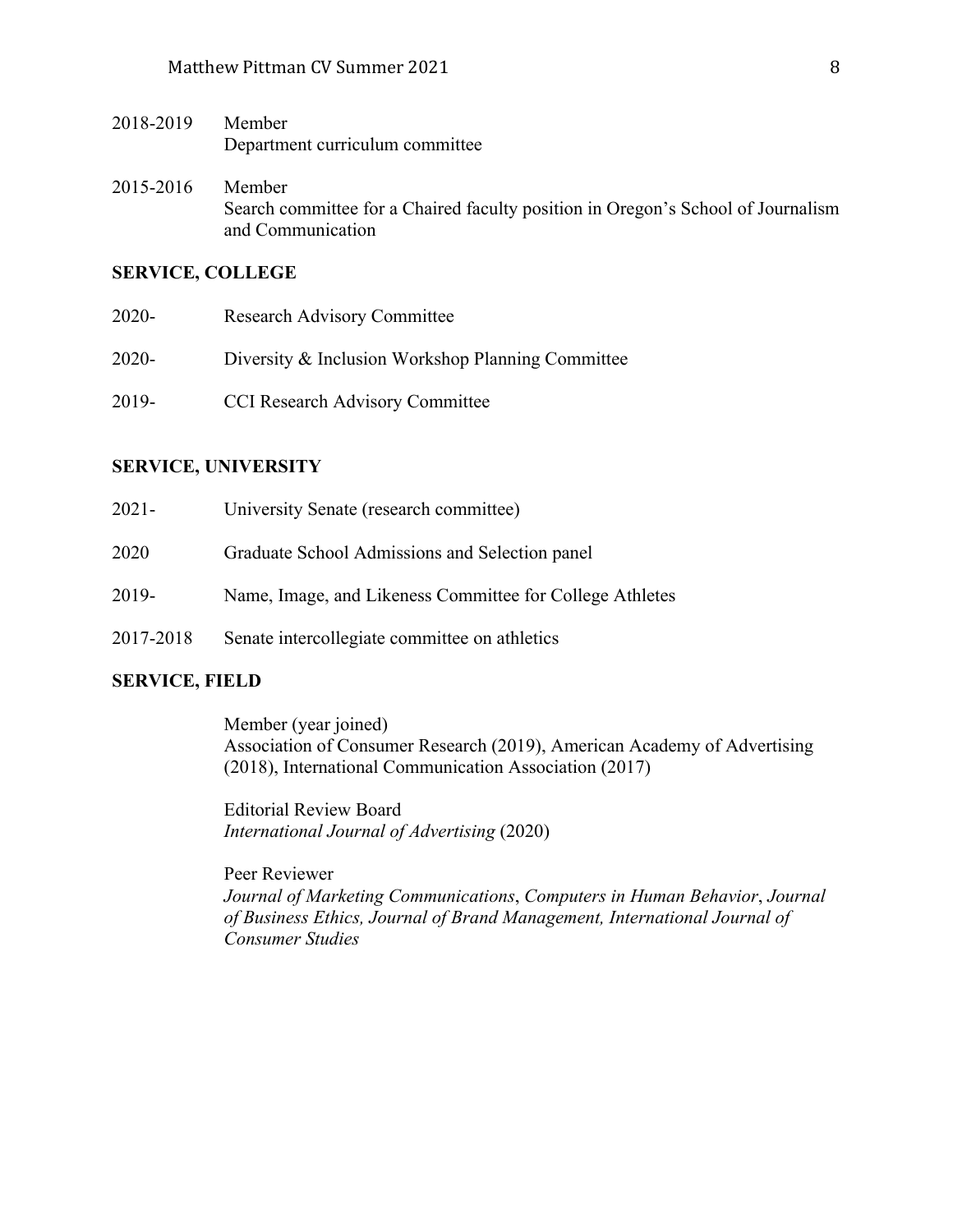2018-2019 Member
Department curriculum committee

2015-2016 Member
Search committee for a Chaired faculty position in Oregon's School of Journalism and Communication

## SERVICE, COLLEGE

2020- Research Advisory Committee

2020- Diversity & Inclusion Workshop Planning Committee

2019- CCI Research Advisory Committee

## SERVICE, UNIVERSITY

2021- University Senate (research committee)

2020 Graduate School Admissions and Selection panel

2019- Name, Image, and Likeness Committee for College Athletes

2017-2018 Senate intercollegiate committee on athletics

## SERVICE, FIELD

Member (year joined)
Association of Consumer Research (2019), American Academy of Advertising (2018), International Communication Association (2017)

Editorial Review Board
*International Journal of Advertising* (2020)

Peer Reviewer
*Journal of Marketing Communications*, *Computers in Human Behavior*, *Journal of Business Ethics, Journal of Brand Management, International Journal of Consumer Studies*